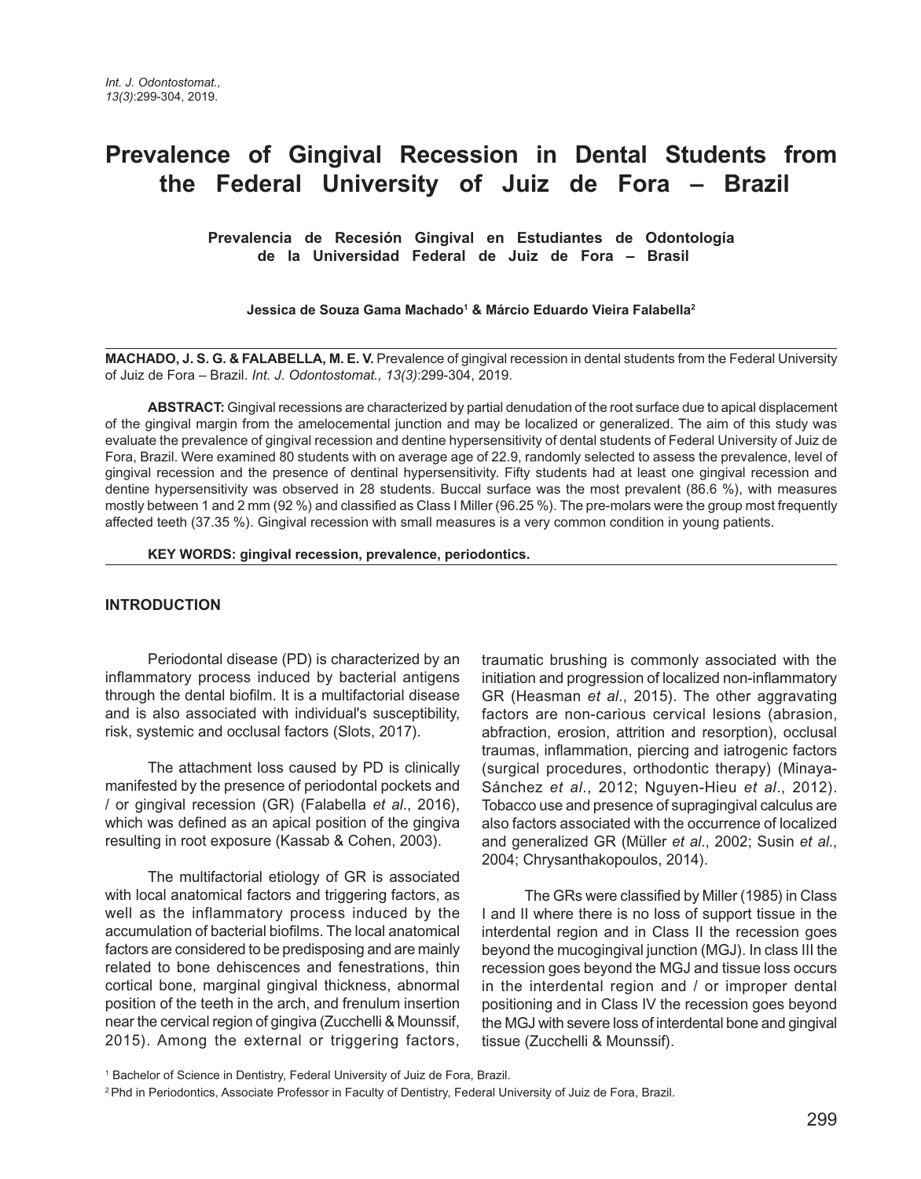# Prevalence of Gingival Recession in Dental Students from the Federal University of Juiz de Fora – Brazil

## Prevalencia de Recesión Gingival en Estudiantes de Odontología de la Universidad Federal de Juiz de Fora – Brasil

**Jessica de Souza Gama Machado[1] & Márcio Eduardo Vieira Falabella[2]**

**MACHADO, J. S. G. & FALABELLA, M. E. V.** Prevalence of gingival recession in dental students from the Federal University of Juiz de Fora – Brazil. *Int. J. Odontostomat., 13(3)*:299-304, 2019.

**ABSTRACT:** Gingival recessions are characterized by partial denudation of the root surface due to apical displacement of the gingival margin from the amelocemental junction and may be localized or generalized. The aim of this study was evaluate the prevalence of gingival recession and dentine hypersensitivity of dental students of Federal University of Juiz de Fora, Brazil. Were examined 80 students with on average age of 22.9, randomly selected to assess the prevalence, level of gingival recession and the presence of dentinal hypersensitivity. Fifty students had at least one gingival recession and dentine hypersensitivity was observed in 28 students. Buccal surface was the most prevalent (86.6 %), with measures mostly between 1 and 2 mm (92 %) and classified as Class I Miller (96.25 %). The pre-molars were the group most frequently affected teeth (37.35 %). Gingival recession with small measures is a very common condition in young patients.

**KEY WORDS: gingival recession, prevalence, periodontics.**

## INTRODUCTION

Periodontal disease (PD) is characterized by an inflammatory process induced by bacterial antigens through the dental biofilm. It is a multifactorial disease and is also associated with individual's susceptibility, risk, systemic and occlusal factors (Slots, 2017).

The attachment loss caused by PD is clinically manifested by the presence of periodontal pockets and / or gingival recession (GR) (Falabella *et al*., 2016), which was defined as an apical position of the gingiva resulting in root exposure (Kassab & Cohen, 2003).

The multifactorial etiology of GR is associated with local anatomical factors and triggering factors, as well as the inflammatory process induced by the accumulation of bacterial biofilms. The local anatomical factors are considered to be predisposing and are mainly related to bone dehiscences and fenestrations, thin cortical bone, marginal gingival thickness, abnormal position of the teeth in the arch, and frenulum insertion near the cervical region of gingiva (Zucchelli & Mounssif, 2015). Among the external or triggering factors, traumatic brushing is commonly associated with the initiation and progression of localized non-inflammatory GR (Heasman *et al*., 2015). The other aggravating factors are non-carious cervical lesions (abrasion, abfraction, erosion, attrition and resorption), occlusal traumas, inflammation, piercing and iatrogenic factors (surgical procedures, orthodontic therapy) (Minaya-Sánchez *et al*., 2012; Nguyen-Hieu *et al*., 2012). Tobacco use and presence of supragingival calculus are also factors associated with the occurrence of localized and generalized GR (Müller *et al*., 2002; Susin *et al*., 2004; Chrysanthakopoulos, 2014).

The GRs were classified by Miller (1985) in Class I and II where there is no loss of support tissue in the interdental region and in Class II the recession goes beyond the mucogingival junction (MGJ). In class III the recession goes beyond the MGJ and tissue loss occurs in the interdental region and / or improper dental positioning and in Class IV the recession goes beyond the MGJ with severe loss of interdental bone and gingival tissue (Zucchelli & Mounssif).

[1] Bachelor of Science in Dentistry, Federal University of Juiz de Fora, Brazil.

[2] Phd in Periodontics, Associate Professor in Faculty of Dentistry, Federal University of Juiz de Fora, Brazil.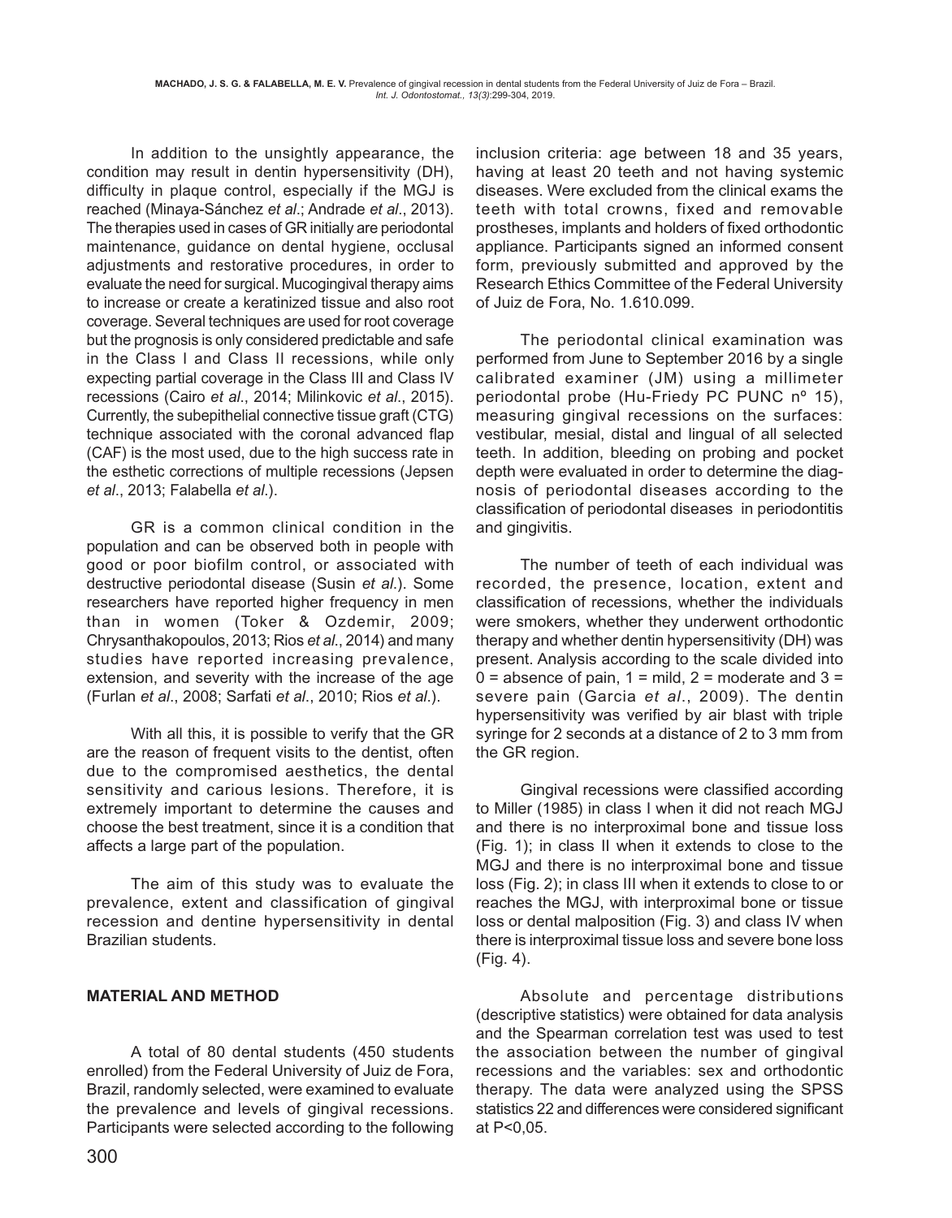In addition to the unsightly appearance, the condition may result in dentin hypersensitivity (DH), difficulty in plaque control, especially if the MGJ is reached (Minaya-Sánchez *et al*.; Andrade *et al*., 2013). The therapies used in cases of GR initially are periodontal maintenance, guidance on dental hygiene, occlusal adjustments and restorative procedures, in order to evaluate the need for surgical. Mucogingival therapy aims to increase or create a keratinized tissue and also root coverage. Several techniques are used for root coverage but the prognosis is only considered predictable and safe in the Class I and Class II recessions, while only expecting partial coverage in the Class III and Class IV recessions (Cairo *et al*., 2014; Milinkovic *et al*., 2015). Currently, the subepithelial connective tissue graft (CTG) technique associated with the coronal advanced flap (CAF) is the most used, due to the high success rate in the esthetic corrections of multiple recessions (Jepsen *et al*., 2013; Falabella *et al*.).

GR is a common clinical condition in the population and can be observed both in people with good or poor biofilm control, or associated with destructive periodontal disease (Susin *et al*.). Some researchers have reported higher frequency in men than in women (Toker & Ozdemir, 2009; Chrysanthakopoulos, 2013; Rios *et al*., 2014) and many studies have reported increasing prevalence, extension, and severity with the increase of the age (Furlan *et al*., 2008; Sarfati *et al*., 2010; Rios *et al*.).

With all this, it is possible to verify that the GR are the reason of frequent visits to the dentist, often due to the compromised aesthetics, the dental sensitivity and carious lesions. Therefore, it is extremely important to determine the causes and choose the best treatment, since it is a condition that affects a large part of the population.

The aim of this study was to evaluate the prevalence, extent and classification of gingival recession and dentine hypersensitivity in dental Brazilian students.

## MATERIAL AND METHOD

A total of 80 dental students (450 students enrolled) from the Federal University of Juiz de Fora, Brazil, randomly selected, were examined to evaluate the prevalence and levels of gingival recessions. Participants were selected according to the following inclusion criteria: age between 18 and 35 years, having at least 20 teeth and not having systemic diseases. Were excluded from the clinical exams the teeth with total crowns, fixed and removable prostheses, implants and holders of fixed orthodontic appliance. Participants signed an informed consent form, previously submitted and approved by the Research Ethics Committee of the Federal University of Juiz de Fora, No. 1.610.099.

The periodontal clinical examination was performed from June to September 2016 by a single calibrated examiner (JM) using a millimeter periodontal probe (Hu-Friedy PC PUNC nº 15), measuring gingival recessions on the surfaces: vestibular, mesial, distal and lingual of all selected teeth. In addition, bleeding on probing and pocket depth were evaluated in order to determine the diagnosis of periodontal diseases according to the classification of periodontal diseases in periodontitis and gingivitis.

The number of teeth of each individual was recorded, the presence, location, extent and classification of recessions, whether the individuals were smokers, whether they underwent orthodontic therapy and whether dentin hypersensitivity (DH) was present. Analysis according to the scale divided into 0 = absence of pain, 1 = mild, 2 = moderate and 3 = severe pain (Garcia *et al*., 2009). The dentin hypersensitivity was verified by air blast with triple syringe for 2 seconds at a distance of 2 to 3 mm from the GR region.

Gingival recessions were classified according to Miller (1985) in class I when it did not reach MGJ and there is no interproximal bone and tissue loss (Fig. 1); in class II when it extends to close to the MGJ and there is no interproximal bone and tissue loss (Fig. 2); in class III when it extends to close to or reaches the MGJ, with interproximal bone or tissue loss or dental malposition (Fig. 3) and class IV when there is interproximal tissue loss and severe bone loss (Fig. 4).

Absolute and percentage distributions (descriptive statistics) were obtained for data analysis and the Spearman correlation test was used to test the association between the number of gingival recessions and the variables: sex and orthodontic therapy. The data were analyzed using the SPSS statistics 22 and differences were considered significant at $P<0,05$.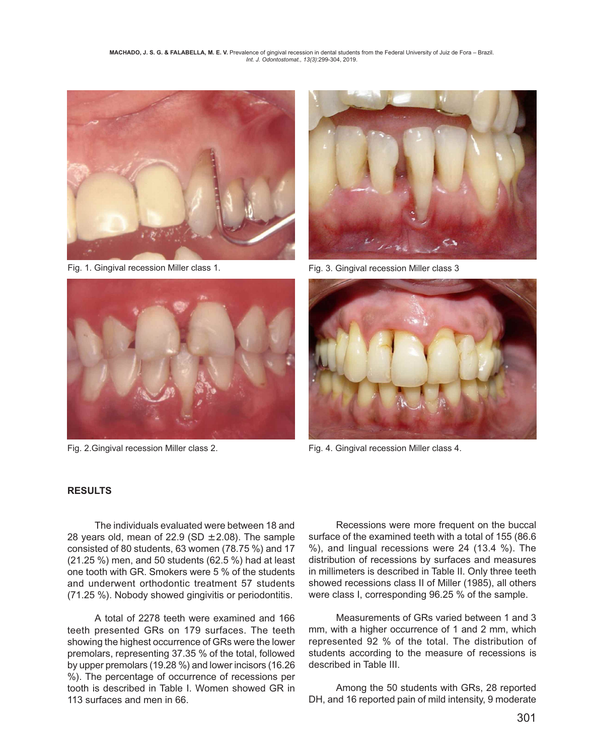Fig. 1. Gingival recession Miller class 1.

Fig. 3. Gingival recession Miller class 3

Fig. 2.Gingival recession Miller class 2.

Fig. 4. Gingival recession Miller class 4.

## RESULTS

The individuals evaluated were between 18 and 28 years old, mean of 22.9 (SD ±2.08). The sample consisted of 80 students, 63 women (78.75 %) and 17 (21.25 %) men, and 50 students (62.5 %) had at least one tooth with GR. Smokers were 5 % of the students and underwent orthodontic treatment 57 students (71.25 %). Nobody showed gingivitis or periodontitis.

A total of 2278 teeth were examined and 166 teeth presented GRs on 179 surfaces. The teeth showing the highest occurrence of GRs were the lower premolars, representing 37.35 % of the total, followed by upper premolars (19.28 %) and lower incisors (16.26 %). The percentage of occurrence of recessions per tooth is described in Table I. Women showed GR in 113 surfaces and men in 66.

Recessions were more frequent on the buccal surface of the examined teeth with a total of 155 (86.6 %), and lingual recessions were 24 (13.4 %). The distribution of recessions by surfaces and measures in millimeters is described in Table II. Only three teeth showed recessions class II of Miller (1985), all others were class I, corresponding 96.25 % of the sample.

Measurements of GRs varied between 1 and 3 mm, with a higher occurrence of 1 and 2 mm, which represented 92 % of the total. The distribution of students according to the measure of recessions is described in Table III.

Among the 50 students with GRs, 28 reported DH, and 16 reported pain of mild intensity, 9 moderate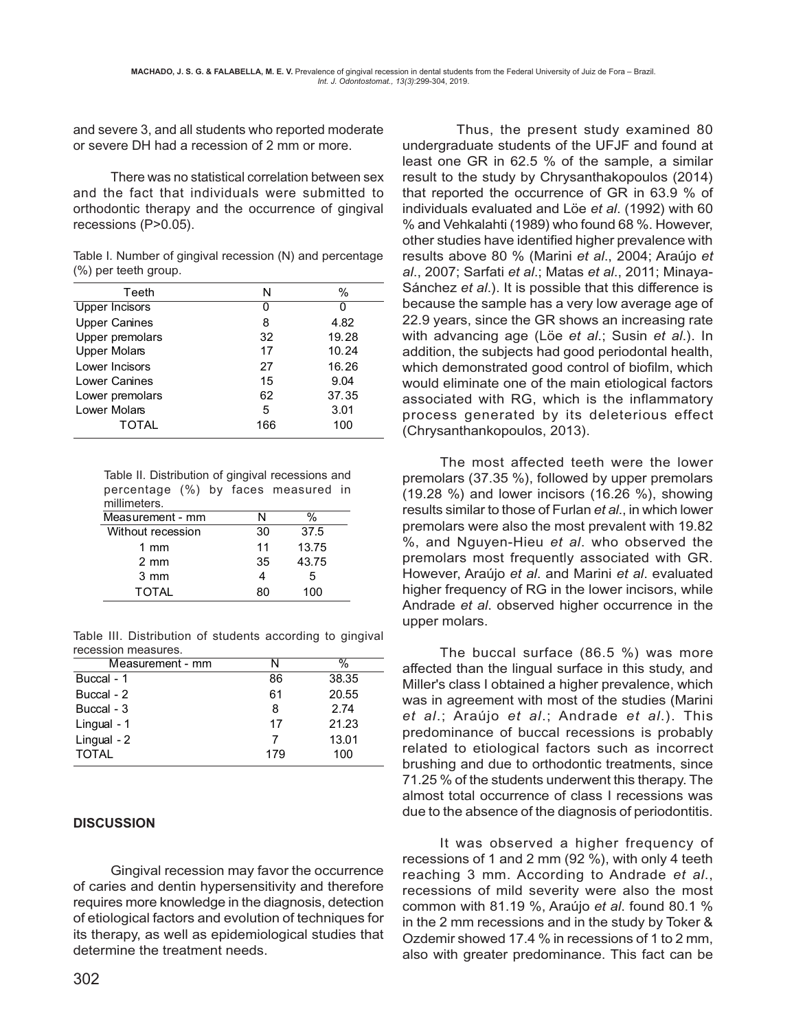and severe 3, and all students who reported moderate or severe DH had a recession of 2 mm or more.

There was no statistical correlation between sex and the fact that individuals were submitted to orthodontic therapy and the occurrence of gingival recessions (P>0.05).

Table I. Number of gingival recession (N) and percentage (%) per teeth group.

| Teeth | N | % |
|---|---|---|
| Upper Incisors | 0 | 0 |
| Upper Canines | 8 | 4.82 |
| Upper premolars | 32 | 19.28 |
| Upper Molars | 17 | 10.24 |
| Lower Incisors | 27 | 16.26 |
| Lower Canines | 15 | 9.04 |
| Lower premolars | 62 | 37.35 |
| Lower Molars | 5 | 3.01 |
| TOTAL | 166 | 100 |

Table II. Distribution of gingival recessions and percentage (%) by faces measured in millimeters.

| Measurement - mm | N | % |
|---|---|---|
| Without recession | 30 | 37.5 |
| 1 mm | 11 | 13.75 |
| 2 mm | 35 | 43.75 |
| 3 mm | 4 | 5 |
| TOTAL | 80 | 100 |

Table III. Distribution of students according to gingival recession measures.

| Measurement - mm | N | % |
|---|---|---|
| Buccal - 1 | 86 | 38.35 |
| Buccal - 2 | 61 | 20.55 |
| Buccal - 3 | 8 | 2.74 |
| Lingual - 1 | 17 | 21.23 |
| Lingual - 2 | 7 | 13.01 |
| TOTAL | 179 | 100 |

## DISCUSSION

Gingival recession may favor the occurrence of caries and dentin hypersensitivity and therefore requires more knowledge in the diagnosis, detection of etiological factors and evolution of techniques for its therapy, as well as epidemiological studies that determine the treatment needs.

Thus, the present study examined 80 undergraduate students of the UFJF and found at least one GR in 62.5 % of the sample, a similar result to the study by Chrysanthakopoulos (2014) that reported the occurrence of GR in 63.9 % of individuals evaluated and Löe *et al*. (1992) with 60 % and Vehkalahti (1989) who found 68 %. However, other studies have identified higher prevalence with results above 80 % (Marini *et al*., 2004; Araújo *et al*., 2007; Sarfati *et al*.; Matas *et al*., 2011; Minaya-Sánchez *et al*.). It is possible that this difference is because the sample has a very low average age of 22.9 years, since the GR shows an increasing rate with advancing age (Löe *et al*.; Susin *et al*.). In addition, the subjects had good periodontal health, which demonstrated good control of biofilm, which would eliminate one of the main etiological factors associated with RG, which is the inflammatory process generated by its deleterious effect (Chrysanthankopoulos, 2013).

The most affected teeth were the lower premolars (37.35 %), followed by upper premolars (19.28 %) and lower incisors (16.26 %), showing results similar to those of Furlan *et al*., in which lower premolars were also the most prevalent with 19.82 %, and Nguyen-Hieu *et al*. who observed the premolars most frequently associated with GR. However, Araújo *et al*. and Marini *et al*. evaluated higher frequency of RG in the lower incisors, while Andrade *et al*. observed higher occurrence in the upper molars.

The buccal surface (86.5 %) was more affected than the lingual surface in this study, and Miller's class I obtained a higher prevalence, which was in agreement with most of the studies (Marini *et al*.; Araújo *et al*.; Andrade *et al*.). This predominance of buccal recessions is probably related to etiological factors such as incorrect brushing and due to orthodontic treatments, since 71.25 % of the students underwent this therapy. The almost total occurrence of class I recessions was due to the absence of the diagnosis of periodontitis.

It was observed a higher frequency of recessions of 1 and 2 mm (92 %), with only 4 teeth reaching 3 mm. According to Andrade *et al*., recessions of mild severity were also the most common with 81.19 %, Araújo *et al*. found 80.1 % in the 2 mm recessions and in the study by Toker & Ozdemir showed 17.4 % in recessions of 1 to 2 mm, also with greater predominance. This fact can be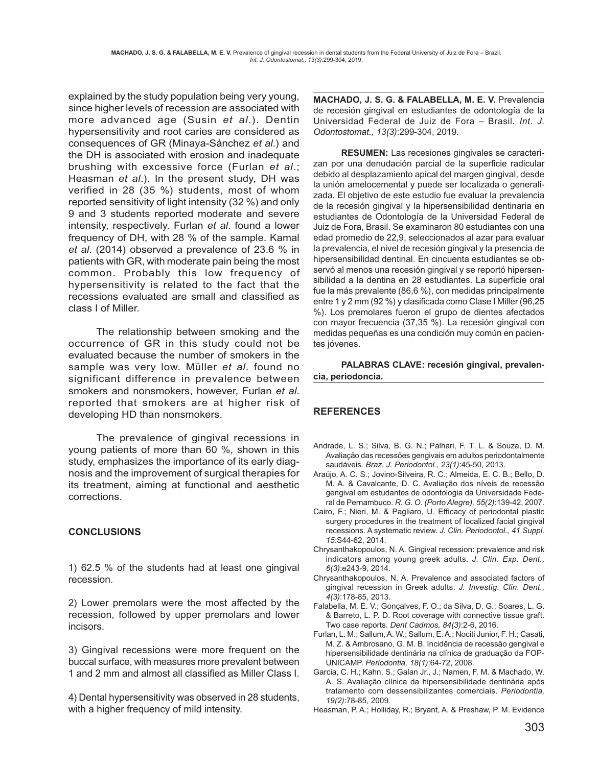explained by the study population being very young, since higher levels of recession are associated with more advanced age (Susin *et al*.). Dentin hypersensitivity and root caries are considered as consequences of GR (Minaya-Sánchez *et al*.) and the DH is associated with erosion and inadequate brushing with excessive force (Furlan *et al*.; Heasman *et al*.). In the present study, DH was verified in 28 (35 %) students, most of whom reported sensitivity of light intensity (32 %) and only 9 and 3 students reported moderate and severe intensity, respectively. Furlan *et al*. found a lower frequency of DH, with 28 % of the sample. Kamal *et al*. (2014) observed a prevalence of 23.6 % in patients with GR, with moderate pain being the most common. Probably this low frequency of hypersensitivity is related to the fact that the recessions evaluated are small and classified as class I of Miller.

The relationship between smoking and the occurrence of GR in this study could not be evaluated because the number of smokers in the sample was very low. Müller *et al*. found no significant difference in prevalence between smokers and nonsmokers, however, Furlan *et al*. reported that smokers are at higher risk of developing HD than nonsmokers.

The prevalence of gingival recessions in young patients of more than 60 %, shown in this study, emphasizes the importance of its early diagnosis and the improvement of surgical therapies for its treatment, aiming at functional and aesthetic corrections.

## CONCLUSIONS

1) 62.5 % of the students had at least one gingival recession.

2) Lower premolars were the most affected by the recession, followed by upper premolars and lower incisors.

3) Gingival recessions were more frequent on the buccal surface, with measures more prevalent between 1 and 2 mm and almost all classified as Miller Class I.

4) Dental hypersensitivity was observed in 28 students, with a higher frequency of mild intensity.

---

**MACHADO, J. S. G. & FALABELLA, M. E. V.** Prevalencia de recesión gingival en estudiantes de odontología de la Universidad Federal de Juiz de Fora – Brasil. *Int. J. Odontostomat., 13(3)*:299-304, 2019.

**RESUMEN:** Las recesiones gingivales se caracterizan por una denudación parcial de la superficie radicular debido al desplazamiento apical del margen gingival, desde la unión amelocementál y puede ser localizada o generalizada. El objetivo de este estudio fue evaluar la prevalencia de la recesión gingival y la hipersensibilidad dentinaria en estudiantes de Odontología de la Universidad Federal de Juiz de Fora, Brasil. Se examinaron 80 estudiantes con una edad promedio de 22,9, seleccionados al azar para evaluar la prevalencia, el nivel de recesión gingival y la presencia de hipersensibilidad dentinal. En cincuenta estudiantes se observó al menos una recesión gingival y se reportó hipersensibilidad a la dentina en 28 estudiantes. La superficie oral fue la más prevalente (86,6 %), con medidas principalmente entre 1 y 2 mm (92 %) y clasificada como Clase I Miller (96,25 %). Los premolares fueron el grupo de dientes afectados con mayor frecuencia (37,35 %). La recesión gingival con medidas pequeñas es una condición muy común en pacientes jóvenes.

**PALABRAS CLAVE: recesión gingival, prevalencia, periodoncia.**

---

## REFERENCES

Andrade, L. S.; Silva, B. G. N.; Palhari, F. T. L. & Souza, D. M. Avaliação das recessões gengivais em adultos periodontalmente saudáveis. *Braz. J. Periodontol., 23(1)*:45-50, 2013.

Araújo, A. C. S.; Jovino-Silveira, R. C.; Almeida, E. C. B.; Bello, D. M. A. & Cavalcante, D. C. Avaliação dos níveis de recessão gengival em estudantes de odontologia da Universidade Federal de Pernambuco. *R. G. O. (Porto Alegre), 55(2)*:139-42, 2007.

Cairo, F.; Nieri, M. & Pagliaro, U. Efficacy of periodontal plastic surgery procedures in the treatment of localized facial gingival recessions. A systematic review. *J. Clin. Periodontol., 41 Suppl. 15*:S44-62, 2014.

Chrysanthakopoulos, N. A. Gingival recession: prevalence and risk indicators among young greek adults. *J. Clin. Exp. Dent., 6(3)*:e243-9, 2014.

Chrysanthakopoulos, N. A. Prevalence and associated factors of gingival recession in Greek adults. *J. Investig. Clin. Dent., 4(3)*:178-85, 2013.

Falabella, M. E. V.; Gonçalves, F. O.; da Silva, D. G.; Soares, L. G. & Barreto, L. P. D. Root coverage with connective tissue graft. Two case reports. *Dent Cadmos, 84(3)*:2-6, 2016.

Furlan, L. M.; Sallum, A. W.; Sallum, E. A.; Nociti Junior, F. H.; Casati, M. Z. & Ambrosano, G. M. B. Incidência de recessão gengival e hipersensibilidade dentinária na clínica de graduação da FOP-UNICAMP. *Periodontia, 18(1)*:64-72, 2008.

Garcia, C. H.; Kahn, S.; Galan Jr., J.; Namen, F. M. & Machado, W. A. S. Avaliação clínica da hipersensibilidade dentinária após tratamento com dessensibilizantes comerciais. *Periodontia, 19(2)*:78-85, 2009.

Heasman, P. A.; Holliday, R.; Bryant, A. & Preshaw, P. M. Evidence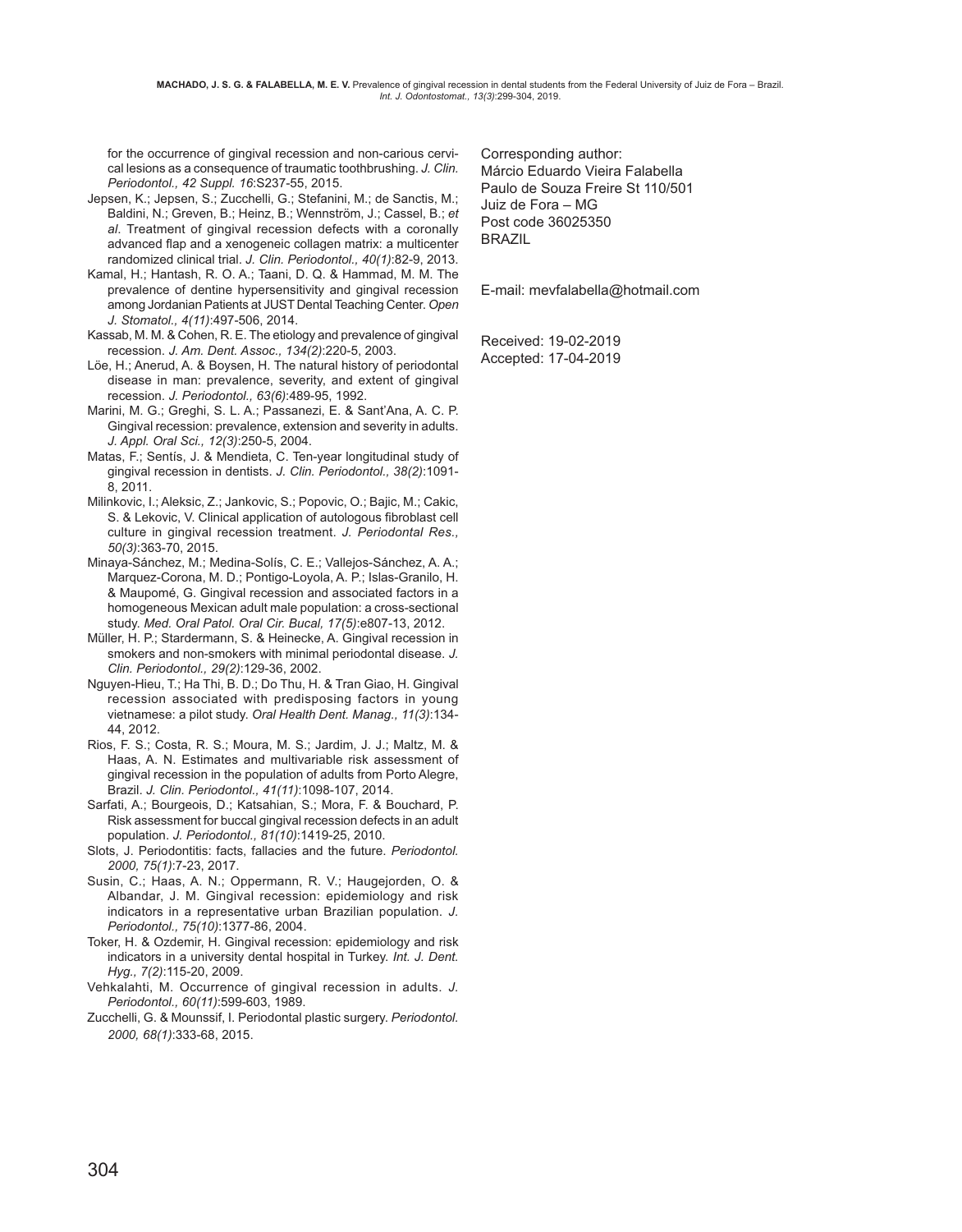for the occurrence of gingival recession and non-carious cervical lesions as a consequence of traumatic toothbrushing. *J. Clin. Periodontol., 42 Suppl. 16*:S237-55, 2015.

Jepsen, K.; Jepsen, S.; Zucchelli, G.; Stefanini, M.; de Sanctis, M.; Baldini, N.; Greven, B.; Heinz, B.; Wennström, J.; Cassel, B.; *et al*. Treatment of gingival recession defects with a coronally advanced flap and a xenogeneic collagen matrix: a multicenter randomized clinical trial. *J. Clin. Periodontol., 40(1)*:82-9, 2013.

Kamal, H.; Hantash, R. O. A.; Taani, D. Q. & Hammad, M. M. The prevalence of dentine hypersensitivity and gingival recession among Jordanian Patients at JUST Dental Teaching Center. *Open J. Stomatol., 4(11)*:497-506, 2014.

Kassab, M. M. & Cohen, R. E. The etiology and prevalence of gingival recession. *J. Am. Dent. Assoc., 134(2)*:220-5, 2003.

Löe, H.; Anerud, A. & Boysen, H. The natural history of periodontal disease in man: prevalence, severity, and extent of gingival recession. *J. Periodontol., 63(6)*:489-95, 1992.

Marini, M. G.; Greghi, S. L. A.; Passanezi, E. & Sant'Ana, A. C. P. Gingival recession: prevalence, extension and severity in adults. *J. Appl. Oral Sci., 12(3)*:250-5, 2004.

Matas, F.; Sentís, J. & Mendieta, C. Ten-year longitudinal study of gingival recession in dentists. *J. Clin. Periodontol., 38(2)*:1091-8, 2011.

Milinkovic, I.; Aleksic, Z.; Jankovic, S.; Popovic, O.; Bajic, M.; Cakic, S. & Lekovic, V. Clinical application of autologous fibroblast cell culture in gingival recession treatment. *J. Periodontal Res., 50(3)*:363-70, 2015.

Minaya-Sánchez, M.; Medina-Solís, C. E.; Vallejos-Sánchez, A. A.; Marquez-Corona, M. D.; Pontigo-Loyola, A. P.; Islas-Granilo, H. & Maupomé, G. Gingival recession and associated factors in a homogeneous Mexican adult male population: a cross-sectional study. *Med. Oral Patol. Oral Cir. Bucal, 17(5)*:e807-13, 2012.

Müller, H. P.; Stardermann, S. & Heinecke, A. Gingival recession in smokers and non-smokers with minimal periodontal disease. *J. Clin. Periodontol., 29(2)*:129-36, 2002.

Nguyen-Hieu, T.; Ha Thi, B. D.; Do Thu, H. & Tran Giao, H. Gingival recession associated with predisposing factors in young vietnamese: a pilot study. *Oral Health Dent. Manag., 11(3)*:134-44, 2012.

Rios, F. S.; Costa, R. S.; Moura, M. S.; Jardim, J. J.; Maltz, M. & Haas, A. N. Estimates and multivariable risk assessment of gingival recession in the population of adults from Porto Alegre, Brazil. *J. Clin. Periodontol., 41(11)*:1098-107, 2014.

Sarfati, A.; Bourgeois, D.; Katsahian, S.; Mora, F. & Bouchard, P. Risk assessment for buccal gingival recession defects in an adult population. *J. Periodontol., 81(10)*:1419-25, 2010.

Slots, J. Periodontitis: facts, fallacies and the future. *Periodontol. 2000, 75(1)*:7-23, 2017.

Susin, C.; Haas, A. N.; Oppermann, R. V.; Haugejorden, O. & Albandar, J. M. Gingival recession: epidemiology and risk indicators in a representative urban Brazilian population. *J. Periodontol., 75(10)*:1377-86, 2004.

Toker, H. & Ozdemir, H. Gingival recession: epidemiology and risk indicators in a university dental hospital in Turkey. *Int. J. Dent. Hyg., 7(2)*:115-20, 2009.

Vehkalahti, M. Occurrence of gingival recession in adults. *J. Periodontol., 60(11)*:599-603, 1989.

Zucchelli, G. & Mounssif, I. Periodontal plastic surgery. *Periodontol. 2000, 68(1)*:333-68, 2015.

Corresponding author:
Márcio Eduardo Vieira Falabella
Paulo de Souza Freire St 110/501
Juiz de Fora – MG
Post code 36025350
BRAZIL

E-mail: mevfalabella@hotmail.com

Received: 19-02-2019
Accepted: 17-04-2019